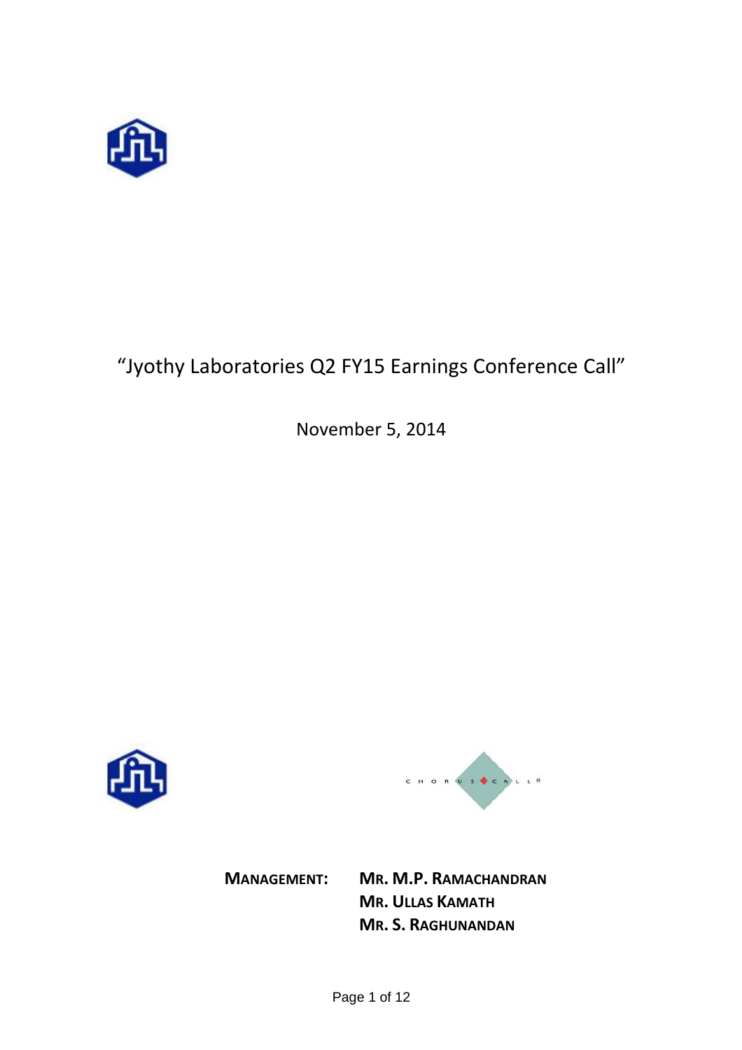# "Jyothy Laboratories Q2 FY15 Earnings Conference Call"

November 5, 2014

**MANAGEMENT:** **MR. M.P. RAMACHANDRAN**
**MR. ULLAS KAMATH**
**MR. S. RAGHUNANDAN**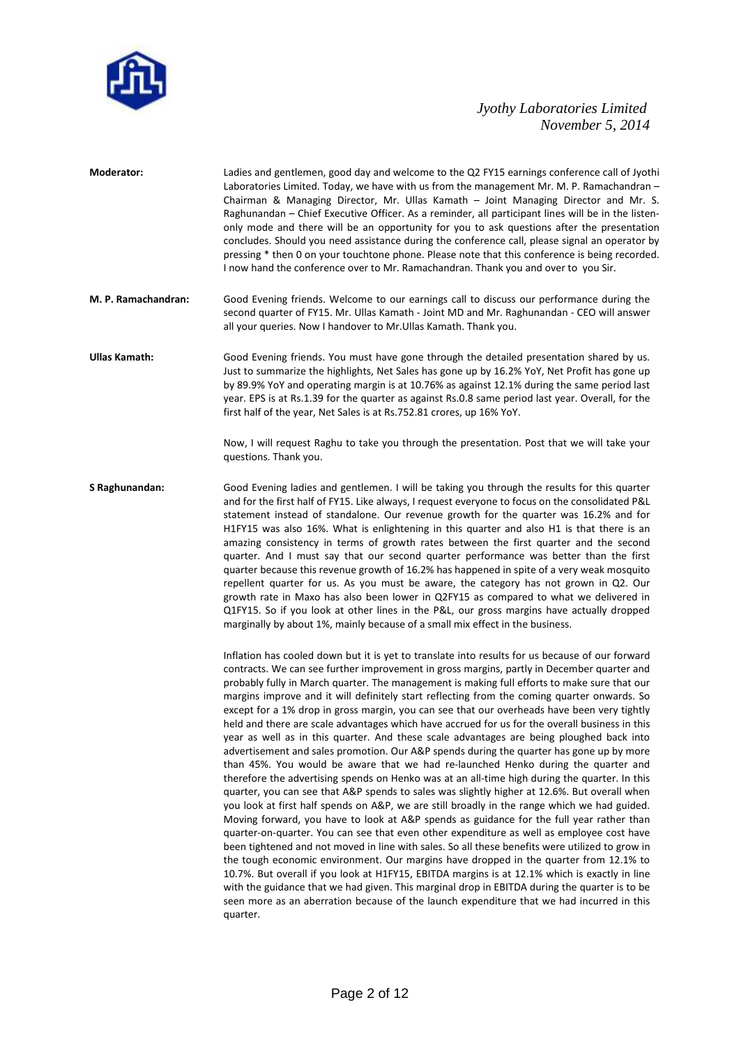**Moderator:** Ladies and gentlemen, good day and welcome to the Q2 FY15 earnings conference call of Jyothi Laboratories Limited. Today, we have with us from the management Mr. M. P. Ramachandran – Chairman & Managing Director, Mr. Ullas Kamath – Joint Managing Director and Mr. S. Raghunandan – Chief Executive Officer. As a reminder, all participant lines will be in the listen-only mode and there will be an opportunity for you to ask questions after the presentation concludes. Should you need assistance during the conference call, please signal an operator by pressing * then 0 on your touchtone phone. Please note that this conference is being recorded. I now hand the conference over to Mr. Ramachandran. Thank you and over to you Sir.

**M. P. Ramachandran:** Good Evening friends. Welcome to our earnings call to discuss our performance during the second quarter of FY15. Mr. Ullas Kamath - Joint MD and Mr. Raghunandan - CEO will answer all your queries. Now I handover to Mr.Ullas Kamath. Thank you.

**Ullas Kamath:** Good Evening friends. You must have gone through the detailed presentation shared by us. Just to summarize the highlights, Net Sales has gone up by 16.2% YoY, Net Profit has gone up by 89.9% YoY and operating margin is at 10.76% as against 12.1% during the same period last year. EPS is at Rs.1.39 for the quarter as against Rs.0.8 same period last year. Overall, for the first half of the year, Net Sales is at Rs.752.81 crores, up 16% YoY.

Now, I will request Raghu to take you through the presentation. Post that we will take your questions. Thank you.

**S Raghunandan:** Good Evening ladies and gentlemen. I will be taking you through the results for this quarter and for the first half of FY15. Like always, I request everyone to focus on the consolidated P&L statement instead of standalone. Our revenue growth for the quarter was 16.2% and for H1FY15 was also 16%. What is enlightening in this quarter and also H1 is that there is an amazing consistency in terms of growth rates between the first quarter and the second quarter. And I must say that our second quarter performance was better than the first quarter because this revenue growth of 16.2% has happened in spite of a very weak mosquito repellent quarter for us. As you must be aware, the category has not grown in Q2. Our growth rate in Maxo has also been lower in Q2FY15 as compared to what we delivered in Q1FY15. So if you look at other lines in the P&L, our gross margins have actually dropped marginally by about 1%, mainly because of a small mix effect in the business.

Inflation has cooled down but it is yet to translate into results for us because of our forward contracts. We can see further improvement in gross margins, partly in December quarter and probably fully in March quarter. The management is making full efforts to make sure that our margins improve and it will definitely start reflecting from the coming quarter onwards. So except for a 1% drop in gross margin, you can see that our overheads have been very tightly held and there are scale advantages which have accrued for us for the overall business in this year as well as in this quarter. And these scale advantages are being ploughed back into advertisement and sales promotion. Our A&P spends during the quarter has gone up by more than 45%. You would be aware that we had re-launched Henko during the quarter and therefore the advertising spends on Henko was at an all-time high during the quarter. In this quarter, you can see that A&P spends to sales was slightly higher at 12.6%. But overall when you look at first half spends on A&P, we are still broadly in the range which we had guided. Moving forward, you have to look at A&P spends as guidance for the full year rather than quarter-on-quarter. You can see that even other expenditure as well as employee cost have been tightened and not moved in line with sales. So all these benefits were utilized to grow in the tough economic environment. Our margins have dropped in the quarter from 12.1% to 10.7%. But overall if you look at H1FY15, EBITDA margins is at 12.1% which is exactly in line with the guidance that we had given. This marginal drop in EBITDA during the quarter is to be seen more as an aberration because of the launch expenditure that we had incurred in this quarter.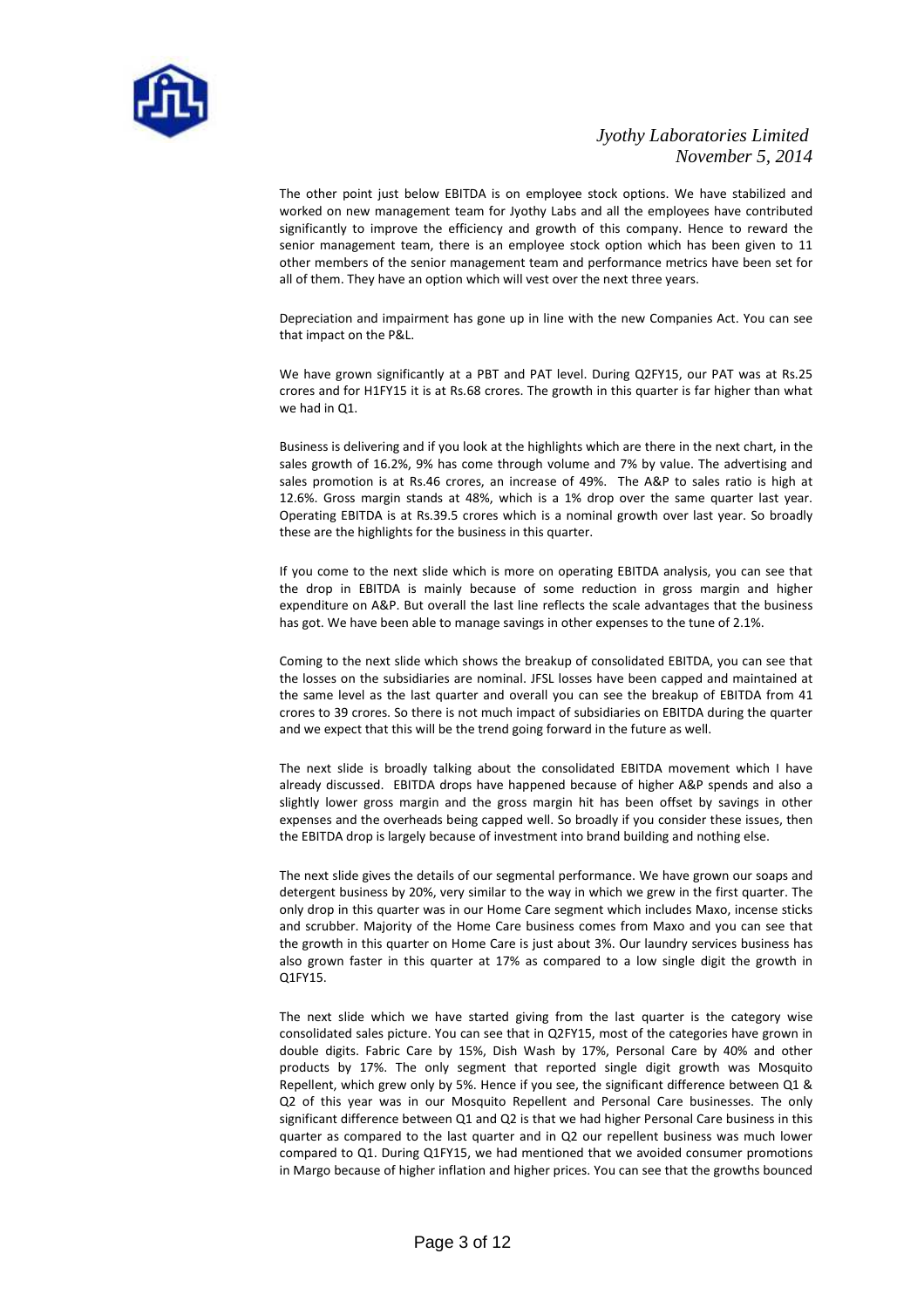The other point just below EBITDA is on employee stock options. We have stabilized and worked on new management team for Jyothy Labs and all the employees have contributed significantly to improve the efficiency and growth of this company. Hence to reward the senior management team, there is an employee stock option which has been given to 11 other members of the senior management team and performance metrics have been set for all of them. They have an option which will vest over the next three years.

Depreciation and impairment has gone up in line with the new Companies Act. You can see that impact on the P&L.

We have grown significantly at a PBT and PAT level. During Q2FY15, our PAT was at Rs.25 crores and for H1FY15 it is at Rs.68 crores. The growth in this quarter is far higher than what we had in Q1.

Business is delivering and if you look at the highlights which are there in the next chart, in the sales growth of 16.2%, 9% has come through volume and 7% by value. The advertising and sales promotion is at Rs.46 crores, an increase of 49%. The A&P to sales ratio is high at 12.6%. Gross margin stands at 48%, which is a 1% drop over the same quarter last year. Operating EBITDA is at Rs.39.5 crores which is a nominal growth over last year. So broadly these are the highlights for the business in this quarter.

If you come to the next slide which is more on operating EBITDA analysis, you can see that the drop in EBITDA is mainly because of some reduction in gross margin and higher expenditure on A&P. But overall the last line reflects the scale advantages that the business has got. We have been able to manage savings in other expenses to the tune of 2.1%.

Coming to the next slide which shows the breakup of consolidated EBITDA, you can see that the losses on the subsidiaries are nominal. JFSL losses have been capped and maintained at the same level as the last quarter and overall you can see the breakup of EBITDA from 41 crores to 39 crores. So there is not much impact of subsidiaries on EBITDA during the quarter and we expect that this will be the trend going forward in the future as well.

The next slide is broadly talking about the consolidated EBITDA movement which I have already discussed. EBITDA drops have happened because of higher A&P spends and also a slightly lower gross margin and the gross margin hit has been offset by savings in other expenses and the overheads being capped well. So broadly if you consider these issues, then the EBITDA drop is largely because of investment into brand building and nothing else.

The next slide gives the details of our segmental performance. We have grown our soaps and detergent business by 20%, very similar to the way in which we grew in the first quarter. The only drop in this quarter was in our Home Care segment which includes Maxo, incense sticks and scrubber. Majority of the Home Care business comes from Maxo and you can see that the growth in this quarter on Home Care is just about 3%. Our laundry services business has also grown faster in this quarter at 17% as compared to a low single digit the growth in Q1FY15.

The next slide which we have started giving from the last quarter is the category wise consolidated sales picture. You can see that in Q2FY15, most of the categories have grown in double digits. Fabric Care by 15%, Dish Wash by 17%, Personal Care by 40% and other products by 17%. The only segment that reported single digit growth was Mosquito Repellent, which grew only by 5%. Hence if you see, the significant difference between Q1 & Q2 of this year was in our Mosquito Repellent and Personal Care businesses. The only significant difference between Q1 and Q2 is that we had higher Personal Care business in this quarter as compared to the last quarter and in Q2 our repellent business was much lower compared to Q1. During Q1FY15, we had mentioned that we avoided consumer promotions in Margo because of higher inflation and higher prices. You can see that the growths bounced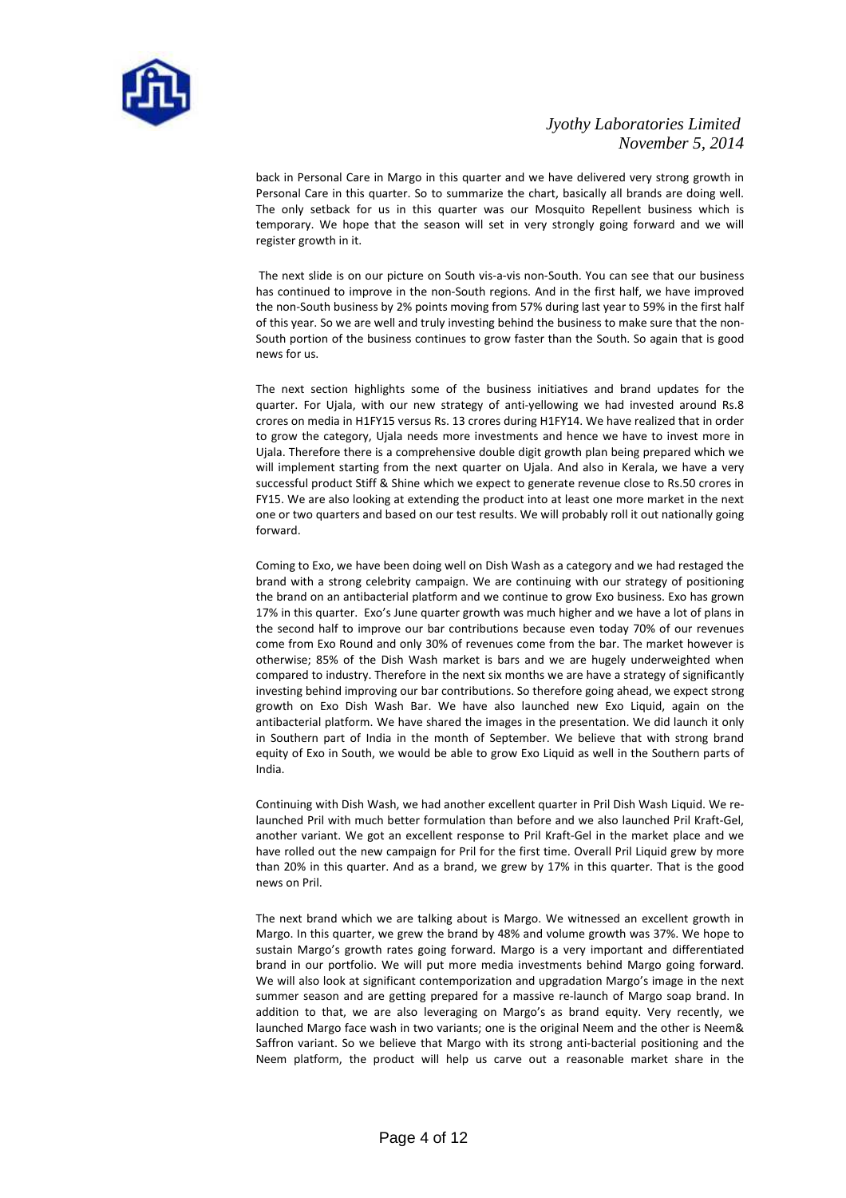back in Personal Care in Margo in this quarter and we have delivered very strong growth in Personal Care in this quarter. So to summarize the chart, basically all brands are doing well. The only setback for us in this quarter was our Mosquito Repellent business which is temporary. We hope that the season will set in very strongly going forward and we will register growth in it.

The next slide is on our picture on South vis-a-vis non-South. You can see that our business has continued to improve in the non-South regions. And in the first half, we have improved the non-South business by 2% points moving from 57% during last year to 59% in the first half of this year. So we are well and truly investing behind the business to make sure that the non-South portion of the business continues to grow faster than the South. So again that is good news for us.

The next section highlights some of the business initiatives and brand updates for the quarter. For Ujala, with our new strategy of anti-yellowing we had invested around Rs.8 crores on media in H1FY15 versus Rs. 13 crores during H1FY14. We have realized that in order to grow the category, Ujala needs more investments and hence we have to invest more in Ujala. Therefore there is a comprehensive double digit growth plan being prepared which we will implement starting from the next quarter on Ujala. And also in Kerala, we have a very successful product Stiff & Shine which we expect to generate revenue close to Rs.50 crores in FY15. We are also looking at extending the product into at least one more market in the next one or two quarters and based on our test results. We will probably roll it out nationally going forward.

Coming to Exo, we have been doing well on Dish Wash as a category and we had restaged the brand with a strong celebrity campaign. We are continuing with our strategy of positioning the brand on an antibacterial platform and we continue to grow Exo business. Exo has grown 17% in this quarter. Exo's June quarter growth was much higher and we have a lot of plans in the second half to improve our bar contributions because even today 70% of our revenues come from Exo Round and only 30% of revenues come from the bar. The market however is otherwise; 85% of the Dish Wash market is bars and we are hugely underweighted when compared to industry. Therefore in the next six months we are have a strategy of significantly investing behind improving our bar contributions. So therefore going ahead, we expect strong growth on Exo Dish Wash Bar. We have also launched new Exo Liquid, again on the antibacterial platform. We have shared the images in the presentation. We did launch it only in Southern part of India in the month of September. We believe that with strong brand equity of Exo in South, we would be able to grow Exo Liquid as well in the Southern parts of India.

Continuing with Dish Wash, we had another excellent quarter in Pril Dish Wash Liquid. We re-launched Pril with much better formulation than before and we also launched Pril Kraft-Gel, another variant. We got an excellent response to Pril Kraft-Gel in the market place and we have rolled out the new campaign for Pril for the first time. Overall Pril Liquid grew by more than 20% in this quarter. And as a brand, we grew by 17% in this quarter. That is the good news on Pril.

The next brand which we are talking about is Margo. We witnessed an excellent growth in Margo. In this quarter, we grew the brand by 48% and volume growth was 37%. We hope to sustain Margo's growth rates going forward. Margo is a very important and differentiated brand in our portfolio. We will put more media investments behind Margo going forward. We will also look at significant contemporization and upgradation Margo's image in the next summer season and are getting prepared for a massive re-launch of Margo soap brand. In addition to that, we are also leveraging on Margo's as brand equity. Very recently, we launched Margo face wash in two variants; one is the original Neem and the other is Neem& Saffron variant. So we believe that Margo with its strong anti-bacterial positioning and the Neem platform, the product will help us carve out a reasonable market share in the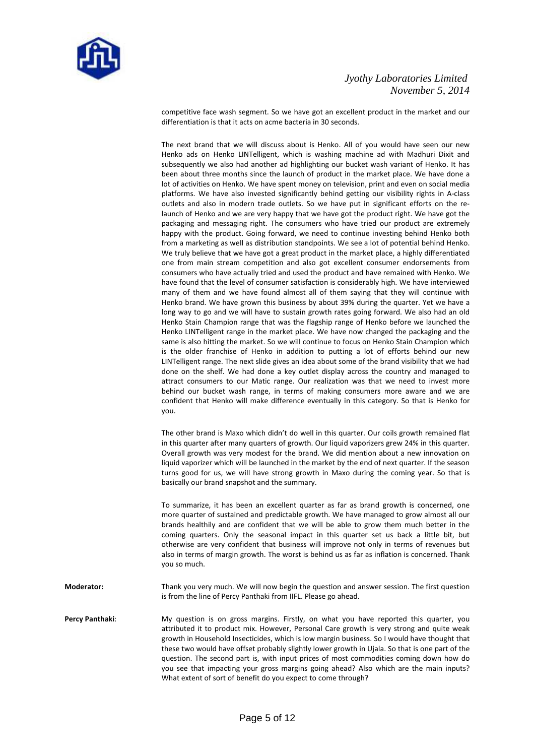competitive face wash segment. So we have got an excellent product in the market and our differentiation is that it acts on acme bacteria in 30 seconds.

The next brand that we will discuss about is Henko. All of you would have seen our new Henko ads on Henko LINTelligent, which is washing machine ad with Madhuri Dixit and subsequently we also had another ad highlighting our bucket wash variant of Henko. It has been about three months since the launch of product in the market place. We have done a lot of activities on Henko. We have spent money on television, print and even on social media platforms. We have also invested significantly behind getting our visibility rights in A-class outlets and also in modern trade outlets. So we have put in significant efforts on the re-launch of Henko and we are very happy that we have got the product right. We have got the packaging and messaging right. The consumers who have tried our product are extremely happy with the product. Going forward, we need to continue investing behind Henko both from a marketing as well as distribution standpoints. We see a lot of potential behind Henko. We truly believe that we have got a great product in the market place, a highly differentiated one from main stream competition and also got excellent consumer endorsements from consumers who have actually tried and used the product and have remained with Henko. We have found that the level of consumer satisfaction is considerably high. We have interviewed many of them and we have found almost all of them saying that they will continue with Henko brand. We have grown this business by about 39% during the quarter. Yet we have a long way to go and we will have to sustain growth rates going forward. We also had an old Henko Stain Champion range that was the flagship range of Henko before we launched the Henko LINTelligent range in the market place. We have now changed the packaging and the same is also hitting the market. So we will continue to focus on Henko Stain Champion which is the older franchise of Henko in addition to putting a lot of efforts behind our new LINTelligent range. The next slide gives an idea about some of the brand visibility that we had done on the shelf. We had done a key outlet display across the country and managed to attract consumers to our Matic range. Our realization was that we need to invest more behind our bucket wash range, in terms of making consumers more aware and we are confident that Henko will make difference eventually in this category. So that is Henko for you.

The other brand is Maxo which didn't do well in this quarter. Our coils growth remained flat in this quarter after many quarters of growth. Our liquid vaporizers grew 24% in this quarter. Overall growth was very modest for the brand. We did mention about a new innovation on liquid vaporizer which will be launched in the market by the end of next quarter. If the season turns good for us, we will have strong growth in Maxo during the coming year. So that is basically our brand snapshot and the summary.

To summarize, it has been an excellent quarter as far as brand growth is concerned, one more quarter of sustained and predictable growth. We have managed to grow almost all our brands healthily and are confident that we will be able to grow them much better in the coming quarters. Only the seasonal impact in this quarter set us back a little bit, but otherwise are very confident that business will improve not only in terms of revenues but also in terms of margin growth. The worst is behind us as far as inflation is concerned. Thank you so much.

**Moderator:** Thank you very much. We will now begin the question and answer session. The first question is from the line of Percy Panthaki from IIFL. Please go ahead.

**Percy Panthaki**: My question is on gross margins. Firstly, on what you have reported this quarter, you attributed it to product mix. However, Personal Care growth is very strong and quite weak growth in Household Insecticides, which is low margin business. So I would have thought that these two would have offset probably slightly lower growth in Ujala. So that is one part of the question. The second part is, with input prices of most commodities coming down how do you see that impacting your gross margins going ahead? Also which are the main inputs? What extent of sort of benefit do you expect to come through?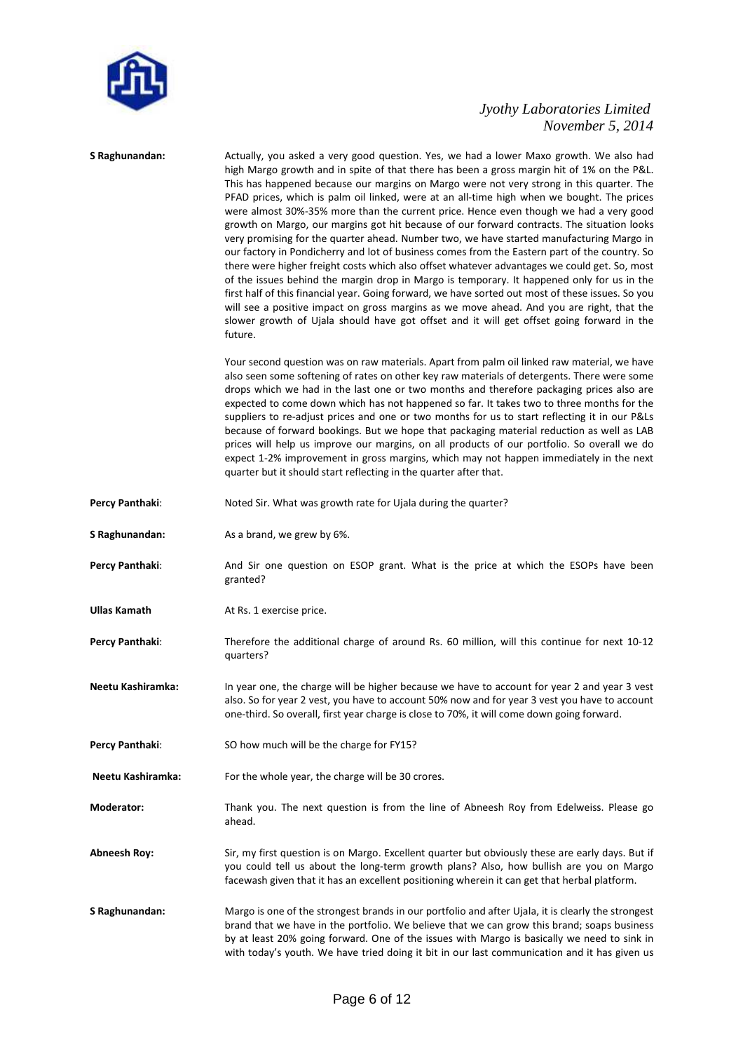**S Raghunandan:** Actually, you asked a very good question. Yes, we had a lower Maxo growth. We also had high Margo growth and in spite of that there has been a gross margin hit of 1% on the P&L. This has happened because our margins on Margo were not very strong in this quarter. The PFAD prices, which is palm oil linked, were at an all-time high when we bought. The prices were almost 30%-35% more than the current price. Hence even though we had a very good growth on Margo, our margins got hit because of our forward contracts. The situation looks very promising for the quarter ahead. Number two, we have started manufacturing Margo in our factory in Pondicherry and lot of business comes from the Eastern part of the country. So there were higher freight costs which also offset whatever advantages we could get. So, most of the issues behind the margin drop in Margo is temporary. It happened only for us in the first half of this financial year. Going forward, we have sorted out most of these issues. So you will see a positive impact on gross margins as we move ahead. And you are right, that the slower growth of Ujala should have got offset and it will get offset going forward in the future.

Your second question was on raw materials. Apart from palm oil linked raw material, we have also seen some softening of rates on other key raw materials of detergents. There were some drops which we had in the last one or two months and therefore packaging prices also are expected to come down which has not happened so far. It takes two to three months for the suppliers to re-adjust prices and one or two months for us to start reflecting it in our P&Ls because of forward bookings. But we hope that packaging material reduction as well as LAB prices will help us improve our margins, on all products of our portfolio. So overall we do expect 1-2% improvement in gross margins, which may not happen immediately in the next quarter but it should start reflecting in the quarter after that.

**Percy Panthaki**: Noted Sir. What was growth rate for Ujala during the quarter?

**S Raghunandan:** As a brand, we grew by 6%.

**Percy Panthaki**: And Sir one question on ESOP grant. What is the price at which the ESOPs have been granted?

**Ullas Kamath** At Rs. 1 exercise price.

**Percy Panthaki**: Therefore the additional charge of around Rs. 60 million, will this continue for next 10-12 quarters?

**Neetu Kashiramka:** In year one, the charge will be higher because we have to account for year 2 and year 3 vest also. So for year 2 vest, you have to account 50% now and for year 3 vest you have to account one-third. So overall, first year charge is close to 70%, it will come down going forward.

**Percy Panthaki**: SO how much will be the charge for FY15?

**Neetu Kashiramka:** For the whole year, the charge will be 30 crores.

**Moderator:** Thank you. The next question is from the line of Abneesh Roy from Edelweiss. Please go ahead.

**Abneesh Roy:** Sir, my first question is on Margo. Excellent quarter but obviously these are early days. But if you could tell us about the long-term growth plans? Also, how bullish are you on Margo facewash given that it has an excellent positioning wherein it can get that herbal platform.

**S Raghunandan:** Margo is one of the strongest brands in our portfolio and after Ujala, it is clearly the strongest brand that we have in the portfolio. We believe that we can grow this brand; soaps business by at least 20% going forward. One of the issues with Margo is basically we need to sink in with today's youth. We have tried doing it bit in our last communication and it has given us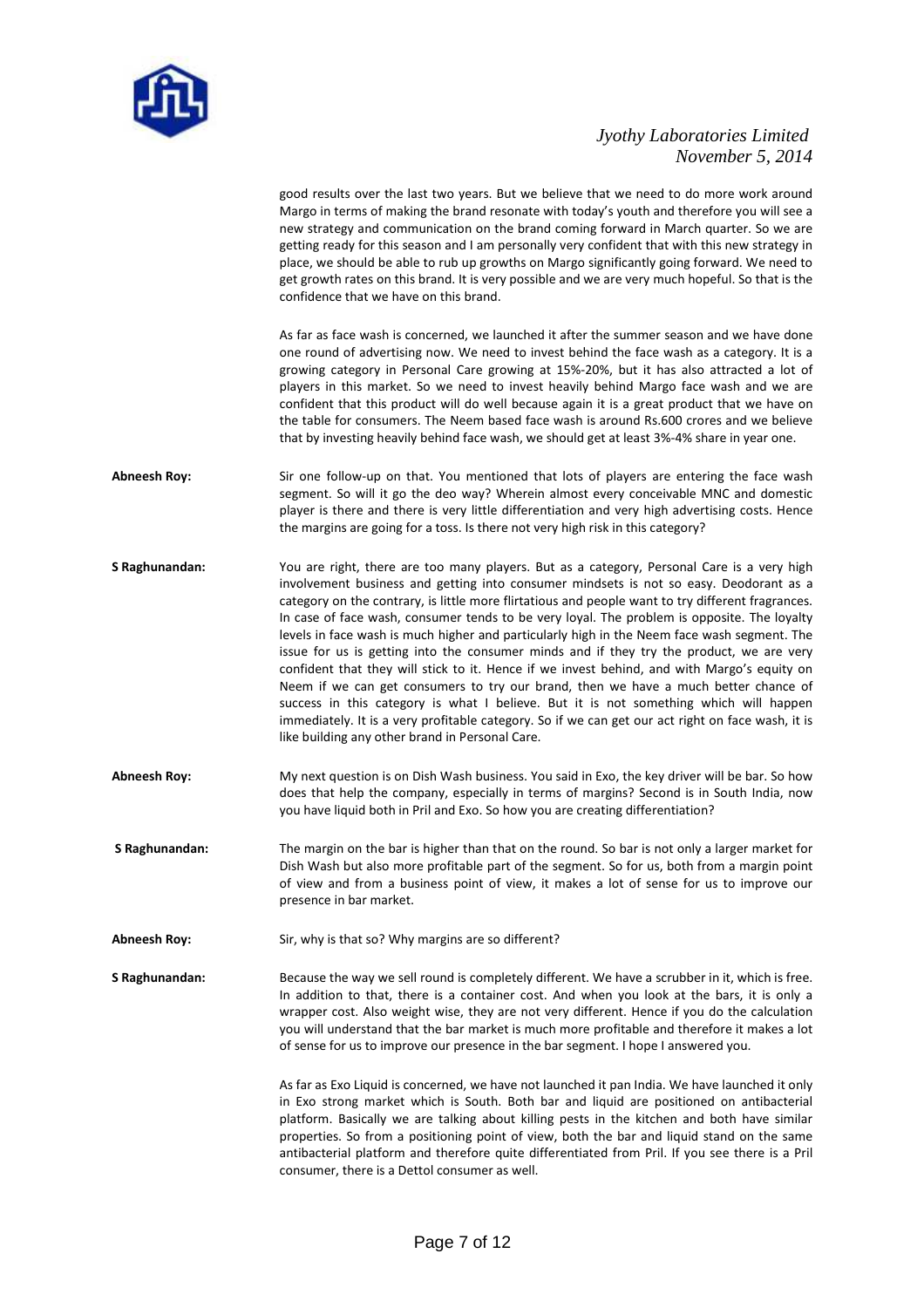good results over the last two years. But we believe that we need to do more work around Margo in terms of making the brand resonate with today's youth and therefore you will see a new strategy and communication on the brand coming forward in March quarter. So we are getting ready for this season and I am personally very confident that with this new strategy in place, we should be able to rub up growths on Margo significantly going forward. We need to get growth rates on this brand. It is very possible and we are very much hopeful. So that is the confidence that we have on this brand.

As far as face wash is concerned, we launched it after the summer season and we have done one round of advertising now. We need to invest behind the face wash as a category. It is a growing category in Personal Care growing at 15%-20%, but it has also attracted a lot of players in this market. So we need to invest heavily behind Margo face wash and we are confident that this product will do well because again it is a great product that we have on the table for consumers. The Neem based face wash is around Rs.600 crores and we believe that by investing heavily behind face wash, we should get at least 3%-4% share in year one.

**Abneesh Roy:** Sir one follow-up on that. You mentioned that lots of players are entering the face wash segment. So will it go the deo way? Wherein almost every conceivable MNC and domestic player is there and there is very little differentiation and very high advertising costs. Hence the margins are going for a toss. Is there not very high risk in this category?

**S Raghunandan:** You are right, there are too many players. But as a category, Personal Care is a very high involvement business and getting into consumer mindsets is not so easy. Deodorant as a category on the contrary, is little more flirtatious and people want to try different fragrances. In case of face wash, consumer tends to be very loyal. The problem is opposite. The loyalty levels in face wash is much higher and particularly high in the Neem face wash segment. The issue for us is getting into the consumer minds and if they try the product, we are very confident that they will stick to it. Hence if we invest behind, and with Margo's equity on Neem if we can get consumers to try our brand, then we have a much better chance of success in this category is what I believe. But it is not something which will happen immediately. It is a very profitable category. So if we can get our act right on face wash, it is like building any other brand in Personal Care.

**Abneesh Roy:** My next question is on Dish Wash business. You said in Exo, the key driver will be bar. So how does that help the company, especially in terms of margins? Second is in South India, now you have liquid both in Pril and Exo. So how you are creating differentiation?

**S Raghunandan:** The margin on the bar is higher than that on the round. So bar is not only a larger market for Dish Wash but also more profitable part of the segment. So for us, both from a margin point of view and from a business point of view, it makes a lot of sense for us to improve our presence in bar market.

**Abneesh Roy:** Sir, why is that so? Why margins are so different?

**S Raghunandan:** Because the way we sell round is completely different. We have a scrubber in it, which is free. In addition to that, there is a container cost. And when you look at the bars, it is only a wrapper cost. Also weight wise, they are not very different. Hence if you do the calculation you will understand that the bar market is much more profitable and therefore it makes a lot of sense for us to improve our presence in the bar segment. I hope I answered you.

As far as Exo Liquid is concerned, we have not launched it pan India. We have launched it only in Exo strong market which is South. Both bar and liquid are positioned on antibacterial platform. Basically we are talking about killing pests in the kitchen and both have similar properties. So from a positioning point of view, both the bar and liquid stand on the same antibacterial platform and therefore quite differentiated from Pril. If you see there is a Pril consumer, there is a Dettol consumer as well.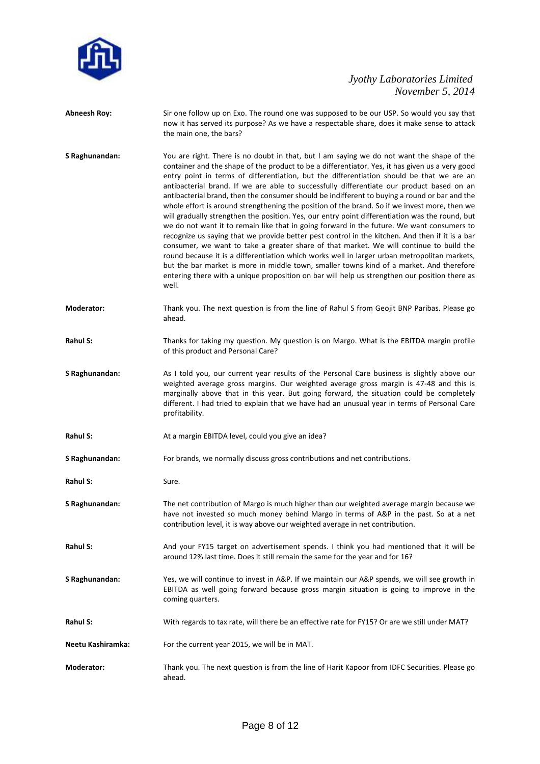**Abneesh Roy:** Sir one follow up on Exo. The round one was supposed to be our USP. So would you say that now it has served its purpose? As we have a respectable share, does it make sense to attack the main one, the bars?

**S Raghunandan:** You are right. There is no doubt in that, but I am saying we do not want the shape of the container and the shape of the product to be a differentiator. Yes, it has given us a very good entry point in terms of differentiation, but the differentiation should be that we are an antibacterial brand. If we are able to successfully differentiate our product based on an antibacterial brand, then the consumer should be indifferent to buying a round or bar and the whole effort is around strengthening the position of the brand. So if we invest more, then we will gradually strengthen the position. Yes, our entry point differentiation was the round, but we do not want it to remain like that in going forward in the future. We want consumers to recognize us saying that we provide better pest control in the kitchen. And then if it is a bar consumer, we want to take a greater share of that market. We will continue to build the round because it is a differentiation which works well in larger urban metropolitan markets, but the bar market is more in middle town, smaller towns kind of a market. And therefore entering there with a unique proposition on bar will help us strengthen our position there as well.

**Moderator:** Thank you. The next question is from the line of Rahul S from Geojit BNP Paribas. Please go ahead.

**Rahul S:** Thanks for taking my question. My question is on Margo. What is the EBITDA margin profile of this product and Personal Care?

**S Raghunandan:** As I told you, our current year results of the Personal Care business is slightly above our weighted average gross margins. Our weighted average gross margin is 47-48 and this is marginally above that in this year. But going forward, the situation could be completely different. I had tried to explain that we have had an unusual year in terms of Personal Care profitability.

**Rahul S:** At a margin EBITDA level, could you give an idea?

**S Raghunandan:** For brands, we normally discuss gross contributions and net contributions.

**Rahul S:** Sure.

**S Raghunandan:** The net contribution of Margo is much higher than our weighted average margin because we have not invested so much money behind Margo in terms of A&P in the past. So at a net contribution level, it is way above our weighted average in net contribution.

**Rahul S:** And your FY15 target on advertisement spends. I think you had mentioned that it will be around 12% last time. Does it still remain the same for the year and for 16?

**S Raghunandan:** Yes, we will continue to invest in A&P. If we maintain our A&P spends, we will see growth in EBITDA as well going forward because gross margin situation is going to improve in the coming quarters.

**Rahul S:** With regards to tax rate, will there be an effective rate for FY15? Or are we still under MAT?

**Neetu Kashiramka:** For the current year 2015, we will be in MAT.

**Moderator:** Thank you. The next question is from the line of Harit Kapoor from IDFC Securities. Please go ahead.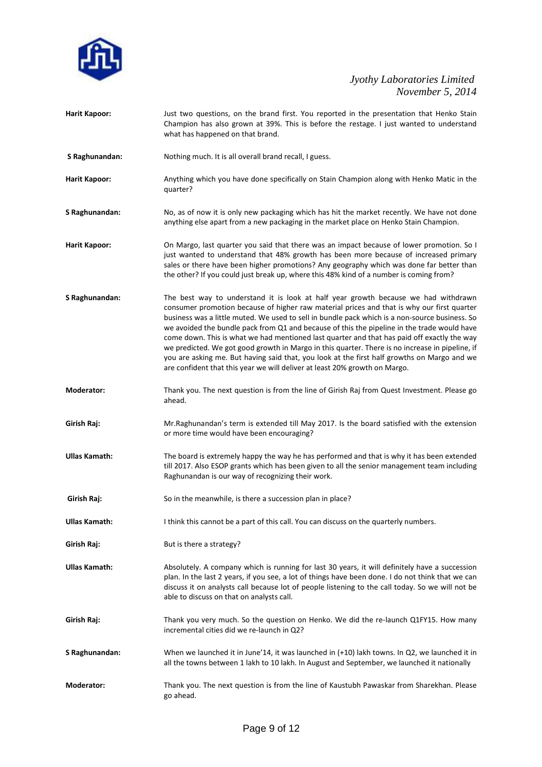**Harit Kapoor:** Just two questions, on the brand first. You reported in the presentation that Henko Stain Champion has also grown at 39%. This is before the restage. I just wanted to understand what has happened on that brand.

**S Raghunandan:** Nothing much. It is all overall brand recall, I guess.

**Harit Kapoor:** Anything which you have done specifically on Stain Champion along with Henko Matic in the quarter?

**S Raghunandan:** No, as of now it is only new packaging which has hit the market recently. We have not done anything else apart from a new packaging in the market place on Henko Stain Champion.

**Harit Kapoor:** On Margo, last quarter you said that there was an impact because of lower promotion. So I just wanted to understand that 48% growth has been more because of increased primary sales or there have been higher promotions? Any geography which was done far better than the other? If you could just break up, where this 48% kind of a number is coming from?

**S Raghunandan:** The best way to understand it is look at half year growth because we had withdrawn consumer promotion because of higher raw material prices and that is why our first quarter business was a little muted. We used to sell in bundle pack which is a non-source business. So we avoided the bundle pack from Q1 and because of this the pipeline in the trade would have come down. This is what we had mentioned last quarter and that has paid off exactly the way we predicted. We got good growth in Margo in this quarter. There is no increase in pipeline, if you are asking me. But having said that, you look at the first half growths on Margo and we are confident that this year we will deliver at least 20% growth on Margo.

**Moderator:** Thank you. The next question is from the line of Girish Raj from Quest Investment. Please go ahead.

**Girish Raj:** Mr.Raghunandan's term is extended till May 2017. Is the board satisfied with the extension or more time would have been encouraging?

**Ullas Kamath:** The board is extremely happy the way he has performed and that is why it has been extended till 2017. Also ESOP grants which has been given to all the senior management team including Raghunandan is our way of recognizing their work.

**Girish Raj:** So in the meanwhile, is there a succession plan in place?

**Ullas Kamath:** I think this cannot be a part of this call. You can discuss on the quarterly numbers.

**Girish Raj:** But is there a strategy?

**Ullas Kamath:** Absolutely. A company which is running for last 30 years, it will definitely have a succession plan. In the last 2 years, if you see, a lot of things have been done. I do not think that we can discuss it on analysts call because lot of people listening to the call today. So we will not be able to discuss on that on analysts call.

**Girish Raj:** Thank you very much. So the question on Henko. We did the re-launch Q1FY15. How many incremental cities did we re-launch in Q2?

**S Raghunandan:** When we launched it in June'14, it was launched in (+10) lakh towns. In Q2, we launched it in all the towns between 1 lakh to 10 lakh. In August and September, we launched it nationally

**Moderator:** Thank you. The next question is from the line of Kaustubh Pawaskar from Sharekhan. Please go ahead.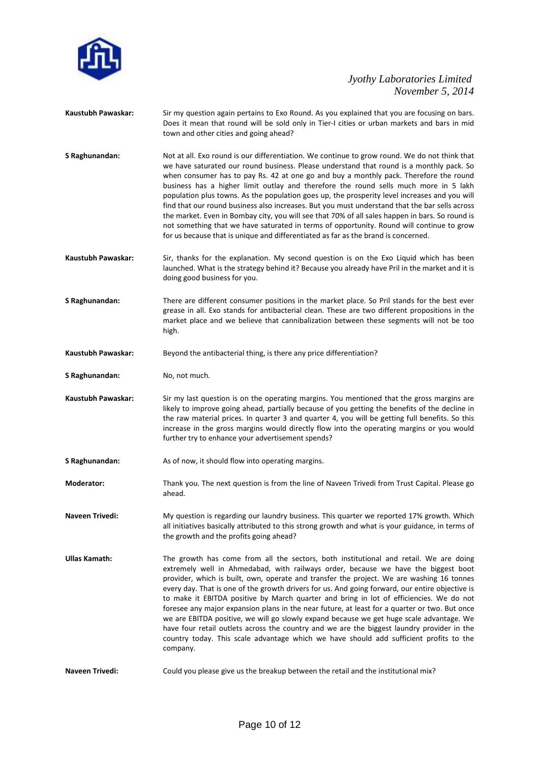**Kaustubh Pawaskar:** Sir my question again pertains to Exo Round. As you explained that you are focusing on bars. Does it mean that round will be sold only in Tier-I cities or urban markets and bars in mid town and other cities and going ahead?

**S Raghunandan:** Not at all. Exo round is our differentiation. We continue to grow round. We do not think that we have saturated our round business. Please understand that round is a monthly pack. So when consumer has to pay Rs. 42 at one go and buy a monthly pack. Therefore the round business has a higher limit outlay and therefore the round sells much more in 5 lakh population plus towns. As the population goes up, the prosperity level increases and you will find that our round business also increases. But you must understand that the bar sells across the market. Even in Bombay city, you will see that 70% of all sales happen in bars. So round is not something that we have saturated in terms of opportunity. Round will continue to grow for us because that is unique and differentiated as far as the brand is concerned.

**Kaustubh Pawaskar:** Sir, thanks for the explanation. My second question is on the Exo Liquid which has been launched. What is the strategy behind it? Because you already have Pril in the market and it is doing good business for you.

**S Raghunandan:** There are different consumer positions in the market place. So Pril stands for the best ever grease in all. Exo stands for antibacterial clean. These are two different propositions in the market place and we believe that cannibalization between these segments will not be too high.

**Kaustubh Pawaskar:** Beyond the antibacterial thing, is there any price differentiation?

**S Raghunandan:** No, not much.

**Kaustubh Pawaskar:** Sir my last question is on the operating margins. You mentioned that the gross margins are likely to improve going ahead, partially because of you getting the benefits of the decline in the raw material prices. In quarter 3 and quarter 4, you will be getting full benefits. So this increase in the gross margins would directly flow into the operating margins or you would further try to enhance your advertisement spends?

**S Raghunandan:** As of now, it should flow into operating margins.

**Moderator:** Thank you. The next question is from the line of Naveen Trivedi from Trust Capital. Please go ahead.

**Naveen Trivedi:** My question is regarding our laundry business. This quarter we reported 17% growth. Which all initiatives basically attributed to this strong growth and what is your guidance, in terms of the growth and the profits going ahead?

**Ullas Kamath:** The growth has come from all the sectors, both institutional and retail. We are doing extremely well in Ahmedabad, with railways order, because we have the biggest boot provider, which is built, own, operate and transfer the project. We are washing 16 tonnes every day. That is one of the growth drivers for us. And going forward, our entire objective is to make it EBITDA positive by March quarter and bring in lot of efficiencies. We do not foresee any major expansion plans in the near future, at least for a quarter or two. But once we are EBITDA positive, we will go slowly expand because we get huge scale advantage. We have four retail outlets across the country and we are the biggest laundry provider in the country today. This scale advantage which we have should add sufficient profits to the company.

**Naveen Trivedi:** Could you please give us the breakup between the retail and the institutional mix?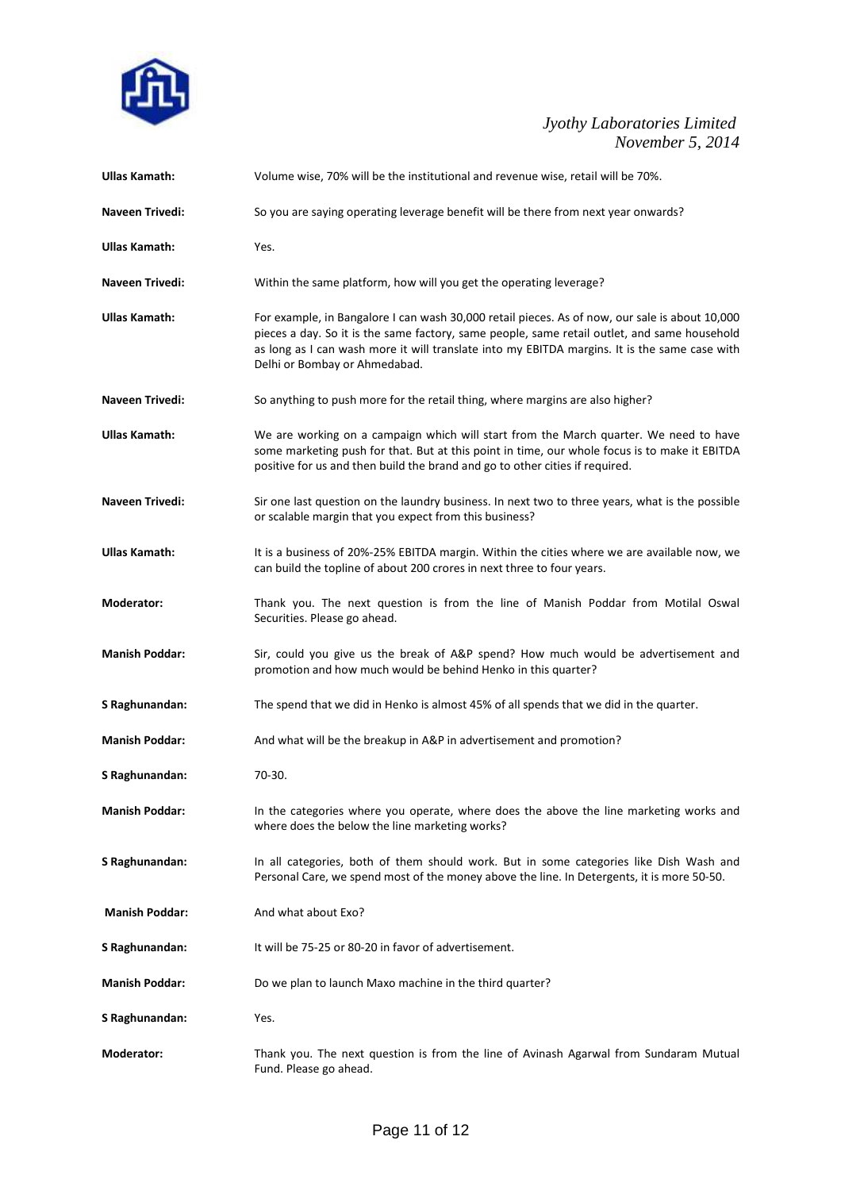**Ullas Kamath:** Volume wise, 70% will be the institutional and revenue wise, retail will be 70%.

**Naveen Trivedi:** So you are saying operating leverage benefit will be there from next year onwards?

**Ullas Kamath:** Yes.

**Naveen Trivedi:** Within the same platform, how will you get the operating leverage?

**Ullas Kamath:** For example, in Bangalore I can wash 30,000 retail pieces. As of now, our sale is about 10,000 pieces a day. So it is the same factory, same people, same retail outlet, and same household as long as I can wash more it will translate into my EBITDA margins. It is the same case with Delhi or Bombay or Ahmedabad.

**Naveen Trivedi:** So anything to push more for the retail thing, where margins are also higher?

**Ullas Kamath:** We are working on a campaign which will start from the March quarter. We need to have some marketing push for that. But at this point in time, our whole focus is to make it EBITDA positive for us and then build the brand and go to other cities if required.

**Naveen Trivedi:** Sir one last question on the laundry business. In next two to three years, what is the possible or scalable margin that you expect from this business?

**Ullas Kamath:** It is a business of 20%-25% EBITDA margin. Within the cities where we are available now, we can build the topline of about 200 crores in next three to four years.

**Moderator:** Thank you. The next question is from the line of Manish Poddar from Motilal Oswal Securities. Please go ahead.

**Manish Poddar:** Sir, could you give us the break of A&P spend? How much would be advertisement and promotion and how much would be behind Henko in this quarter?

**S Raghunandan:** The spend that we did in Henko is almost 45% of all spends that we did in the quarter.

**Manish Poddar:** And what will be the breakup in A&P in advertisement and promotion?

**S Raghunandan:** 70-30.

**Manish Poddar:** In the categories where you operate, where does the above the line marketing works and where does the below the line marketing works?

**S Raghunandan:** In all categories, both of them should work. But in some categories like Dish Wash and Personal Care, we spend most of the money above the line. In Detergents, it is more 50-50.

**Manish Poddar:** And what about Exo?

**S Raghunandan:** It will be 75-25 or 80-20 in favor of advertisement.

**Manish Poddar:** Do we plan to launch Maxo machine in the third quarter?

**S Raghunandan:** Yes.

**Moderator:** Thank you. The next question is from the line of Avinash Agarwal from Sundaram Mutual Fund. Please go ahead.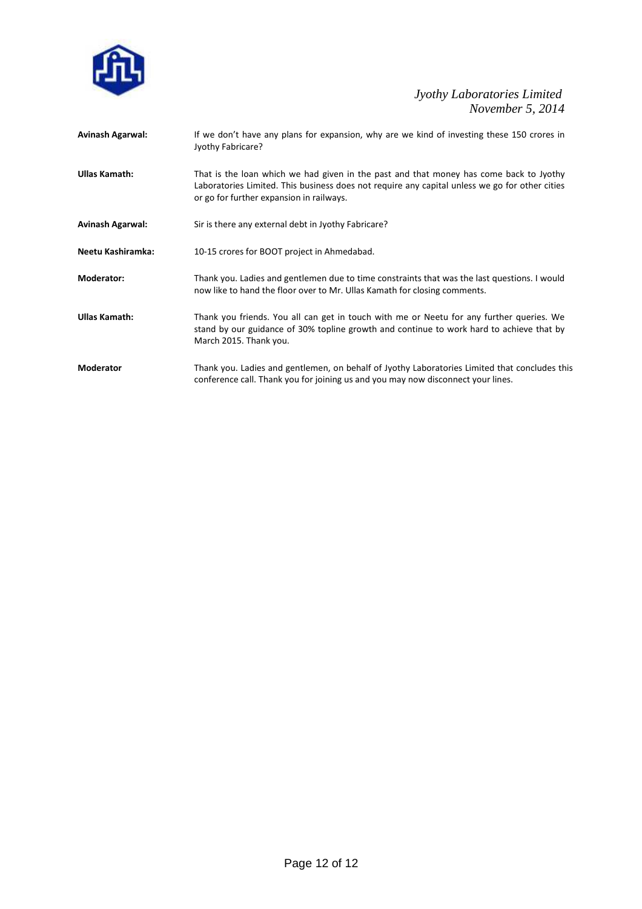**Avinash Agarwal:** If we don't have any plans for expansion, why are we kind of investing these 150 crores in Jyothy Fabricare?

**Ullas Kamath:** That is the loan which we had given in the past and that money has come back to Jyothy Laboratories Limited. This business does not require any capital unless we go for other cities or go for further expansion in railways.

**Avinash Agarwal:** Sir is there any external debt in Jyothy Fabricare?

**Neetu Kashiramka:** 10-15 crores for BOOT project in Ahmedabad.

**Moderator:** Thank you. Ladies and gentlemen due to time constraints that was the last questions. I would now like to hand the floor over to Mr. Ullas Kamath for closing comments.

**Ullas Kamath:** Thank you friends. You all can get in touch with me or Neetu for any further queries. We stand by our guidance of 30% topline growth and continue to work hard to achieve that by March 2015. Thank you.

**Moderator** Thank you. Ladies and gentlemen, on behalf of Jyothy Laboratories Limited that concludes this conference call. Thank you for joining us and you may now disconnect your lines.